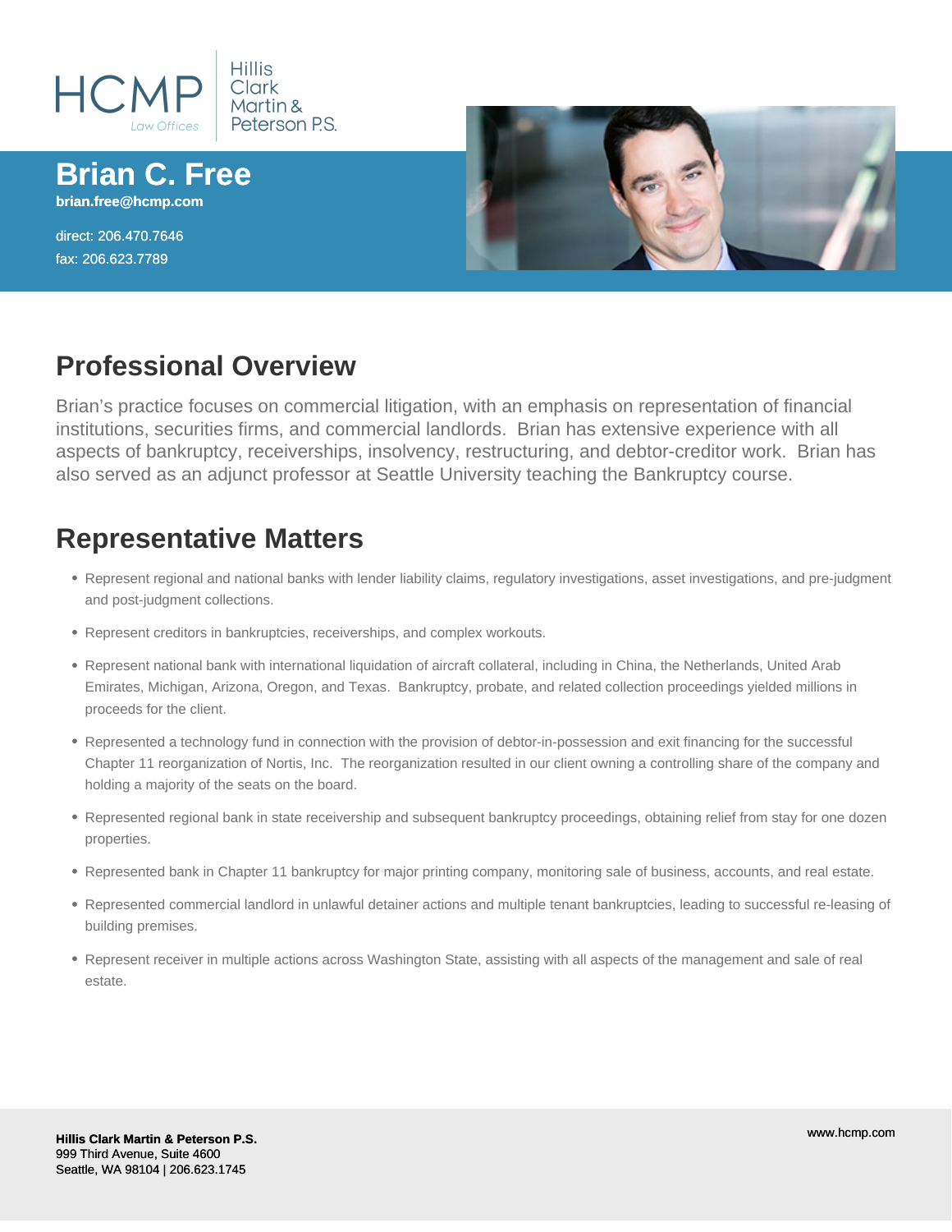HCMP Law Offices | Hillis Clark Martin & Peterson P.S.

# Brian C. Free

**brian.free@hcmp.com**

direct: 206.470.7646
fax: 206.623.7789

## Professional Overview

Brian's practice focuses on commercial litigation, with an emphasis on representation of financial institutions, securities firms, and commercial landlords. Brian has extensive experience with all aspects of bankruptcy, receiverships, insolvency, restructuring, and debtor-creditor work. Brian has also served as an adjunct professor at Seattle University teaching the Bankruptcy course.

## Representative Matters

- Represent regional and national banks with lender liability claims, regulatory investigations, asset investigations, and pre-judgment and post-judgment collections.
- Represent creditors in bankruptcies, receiverships, and complex workouts.
- Represent national bank with international liquidation of aircraft collateral, including in China, the Netherlands, United Arab Emirates, Michigan, Arizona, Oregon, and Texas. Bankruptcy, probate, and related collection proceedings yielded millions in proceeds for the client.
- Represented a technology fund in connection with the provision of debtor-in-possession and exit financing for the successful Chapter 11 reorganization of Nortis, Inc. The reorganization resulted in our client owning a controlling share of the company and holding a majority of the seats on the board.
- Represented regional bank in state receivership and subsequent bankruptcy proceedings, obtaining relief from stay for one dozen properties.
- Represented bank in Chapter 11 bankruptcy for major printing company, monitoring sale of business, accounts, and real estate.
- Represented commercial landlord in unlawful detainer actions and multiple tenant bankruptcies, leading to successful re-leasing of building premises.
- Represent receiver in multiple actions across Washington State, assisting with all aspects of the management and sale of real estate.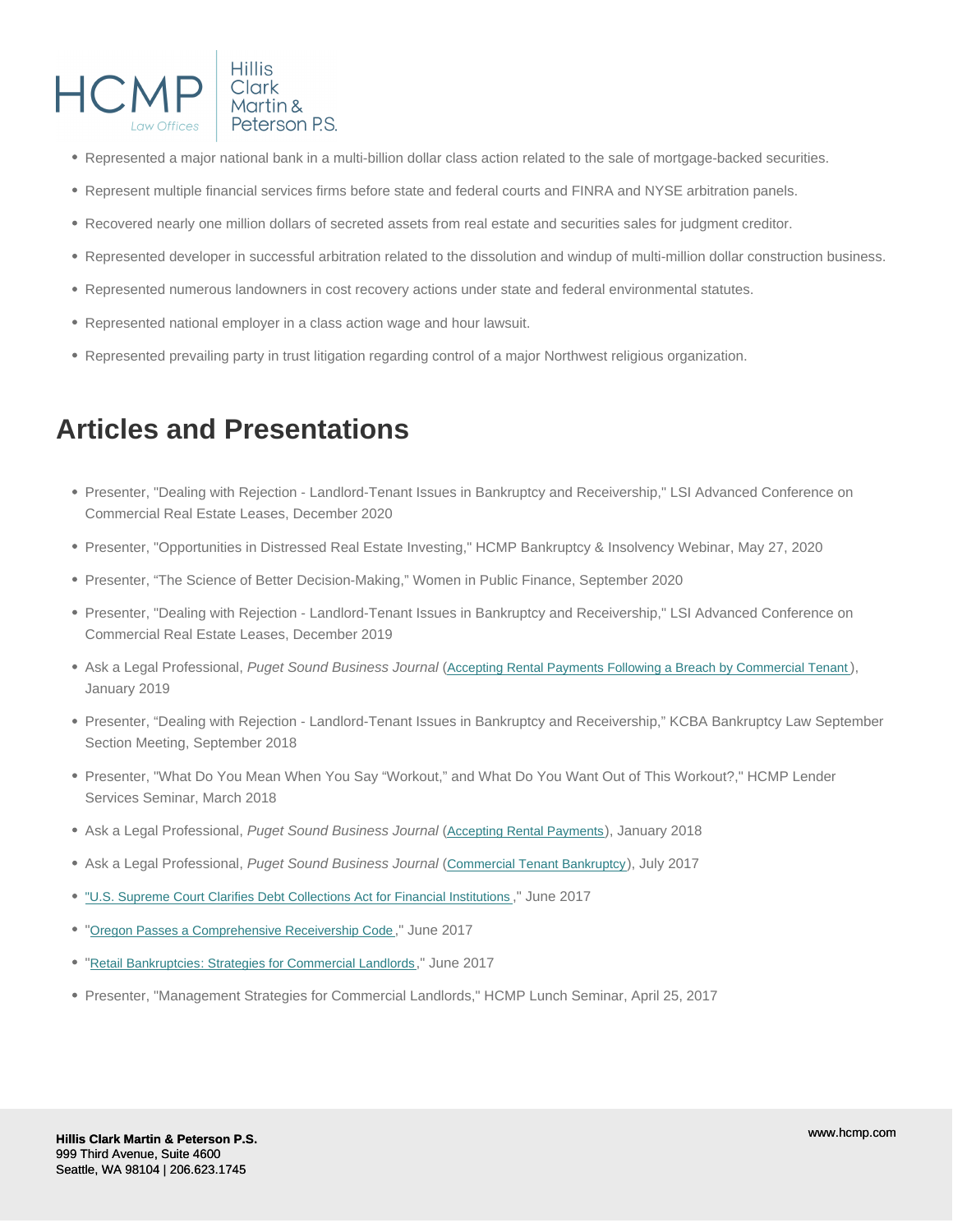- Represented a major national bank in a multi-billion dollar class action related to the sale of mortgage-backed securities.
- Represent multiple financial services firms before state and federal courts and FINRA and NYSE arbitration panels.
- Recovered nearly one million dollars of secreted assets from real estate and securities sales for judgment creditor.
- Represented developer in successful arbitration related to the dissolution and windup of multi-million dollar construction business.
- Represented numerous landowners in cost recovery actions under state and federal environmental statutes.
- Represented national employer in a class action wage and hour lawsuit.
- Represented prevailing party in trust litigation regarding control of a major Northwest religious organization.

## Articles and Presentations

- Presenter, "Dealing with Rejection - Landlord-Tenant Issues in Bankruptcy and Receivership," LSI Advanced Conference on Commercial Real Estate Leases, December 2020
- Presenter, "Opportunities in Distressed Real Estate Investing," HCMP Bankruptcy & Insolvency Webinar, May 27, 2020
- Presenter, "The Science of Better Decision-Making," Women in Public Finance, September 2020
- Presenter, "Dealing with Rejection - Landlord-Tenant Issues in Bankruptcy and Receivership," LSI Advanced Conference on Commercial Real Estate Leases, December 2019
- Ask a Legal Professional, *Puget Sound Business Journal* (Accepting Rental Payments Following a Breach by Commercial Tenant), January 2019
- Presenter, "Dealing with Rejection - Landlord-Tenant Issues in Bankruptcy and Receivership," KCBA Bankruptcy Law September Section Meeting, September 2018
- Presenter, "What Do You Mean When You Say "Workout," and What Do You Want Out of This Workout?," HCMP Lender Services Seminar, March 2018
- Ask a Legal Professional, *Puget Sound Business Journal* (Accepting Rental Payments), January 2018
- Ask a Legal Professional, *Puget Sound Business Journal* (Commercial Tenant Bankruptcy), July 2017
- "U.S. Supreme Court Clarifies Debt Collections Act for Financial Institutions," June 2017
- "Oregon Passes a Comprehensive Receivership Code," June 2017
- "Retail Bankruptcies: Strategies for Commercial Landlords," June 2017
- Presenter, "Management Strategies for Commercial Landlords," HCMP Lunch Seminar, April 25, 2017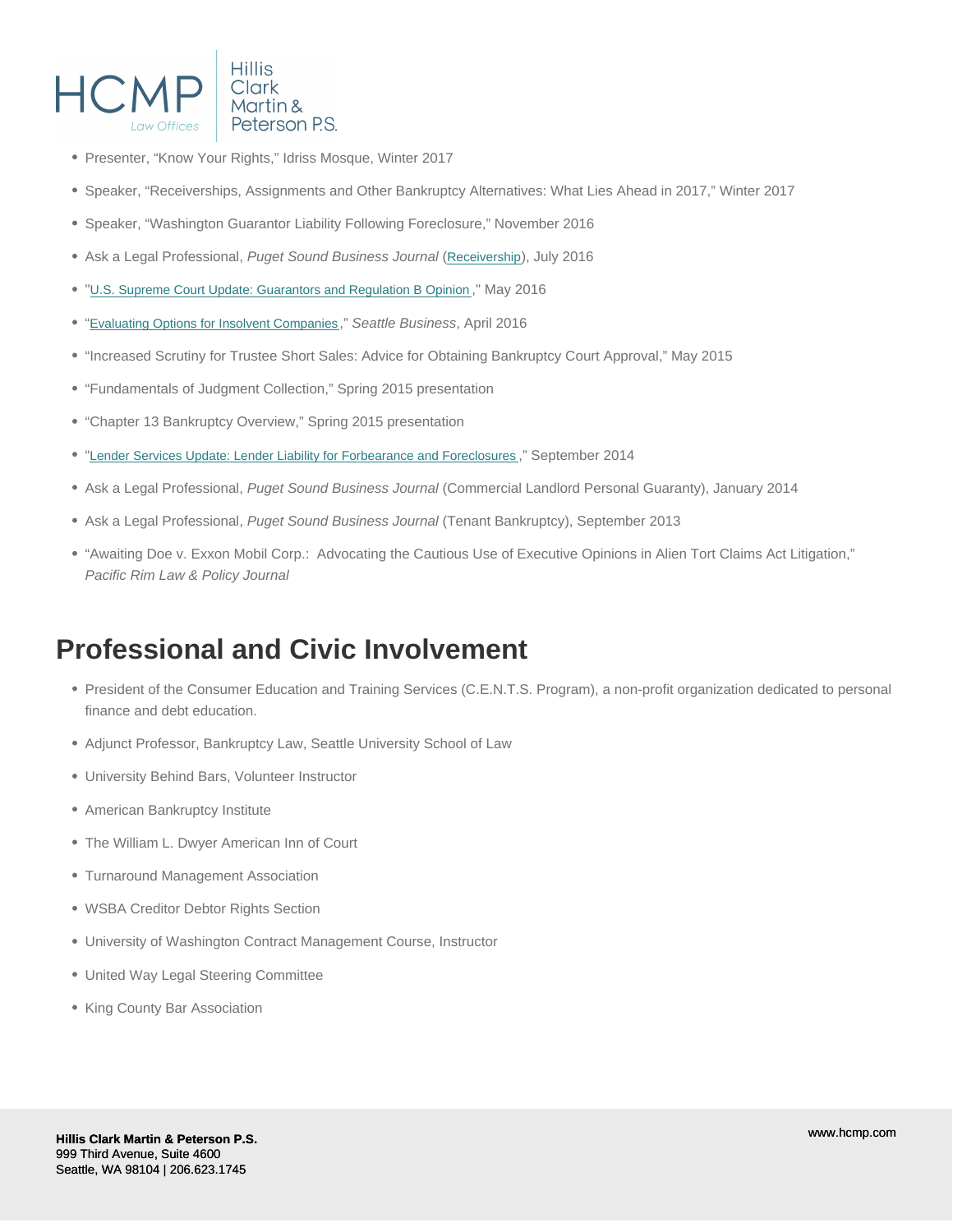- Presenter, "Know Your Rights," Idriss Mosque, Winter 2017
- Speaker, "Receiverships, Assignments and Other Bankruptcy Alternatives: What Lies Ahead in 2017," Winter 2017
- Speaker, "Washington Guarantor Liability Following Foreclosure," November 2016
- Ask a Legal Professional, *Puget Sound Business Journal* (Receivership), July 2016
- "U.S. Supreme Court Update: Guarantors and Regulation B Opinion," May 2016
- "Evaluating Options for Insolvent Companies," *Seattle Business*, April 2016
- "Increased Scrutiny for Trustee Short Sales: Advice for Obtaining Bankruptcy Court Approval," May 2015
- "Fundamentals of Judgment Collection," Spring 2015 presentation
- "Chapter 13 Bankruptcy Overview," Spring 2015 presentation
- "Lender Services Update: Lender Liability for Forbearance and Foreclosures," September 2014
- Ask a Legal Professional, *Puget Sound Business Journal* (Commercial Landlord Personal Guaranty), January 2014
- Ask a Legal Professional, *Puget Sound Business Journal* (Tenant Bankruptcy), September 2013
- "Awaiting Doe v. Exxon Mobil Corp.:  Advocating the Cautious Use of Executive Opinions in Alien Tort Claims Act Litigation," *Pacific Rim Law & Policy Journal*

## Professional and Civic Involvement

- President of the Consumer Education and Training Services (C.E.N.T.S. Program), a non-profit organization dedicated to personal finance and debt education.
- Adjunct Professor, Bankruptcy Law, Seattle University School of Law
- University Behind Bars, Volunteer Instructor
- American Bankruptcy Institute
- The William L. Dwyer American Inn of Court
- Turnaround Management Association
- WSBA Creditor Debtor Rights Section
- University of Washington Contract Management Course, Instructor
- United Way Legal Steering Committee
- King County Bar Association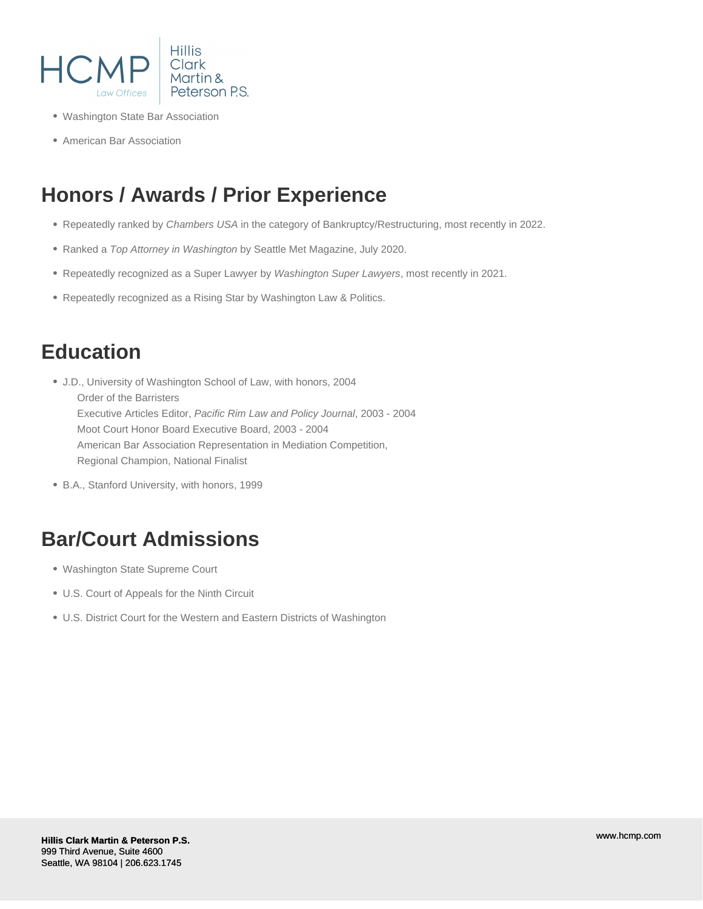- Washington State Bar Association
- American Bar Association

## Honors / Awards / Prior Experience

- Repeatedly ranked by *Chambers USA* in the category of Bankruptcy/Restructuring, most recently in 2022.
- Ranked a *Top Attorney in Washington* by Seattle Met Magazine, July 2020.
- Repeatedly recognized as a Super Lawyer by *Washington Super Lawyers*, most recently in 2021.
- Repeatedly recognized as a Rising Star by Washington Law & Politics.

## Education

- J.D., University of Washington School of Law, with honors, 2004
  Order of the Barristers
  Executive Articles Editor, *Pacific Rim Law and Policy Journal*, 2003 - 2004
  Moot Court Honor Board Executive Board, 2003 - 2004
  American Bar Association Representation in Mediation Competition,
  Regional Champion, National Finalist
- B.A., Stanford University, with honors, 1999

## Bar/Court Admissions

- Washington State Supreme Court
- U.S. Court of Appeals for the Ninth Circuit
- U.S. District Court for the Western and Eastern Districts of Washington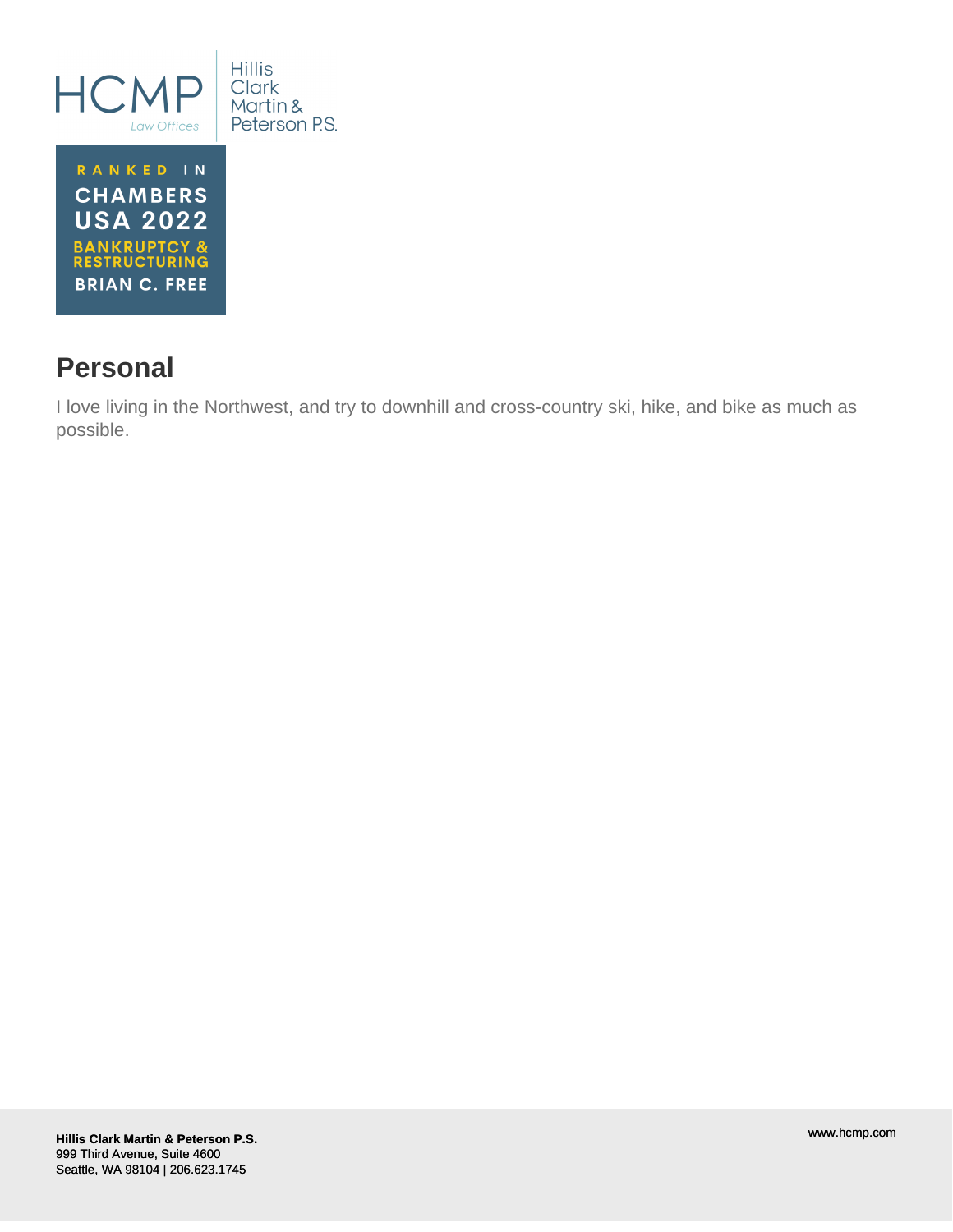HCMP Law Offices | Hillis Clark Martin & Peterson P.S.

RANKED IN CHAMBERS USA 2022 BANKRUPTCY & RESTRUCTURING BRIAN C. FREE

## Personal

I love living in the Northwest, and try to downhill and cross-country ski, hike, and bike as much as possible.

**Hillis Clark Martin & Peterson P.S.**
999 Third Avenue, Suite 4600
Seattle, WA 98104 | 206.623.1745

www.hcmp.com